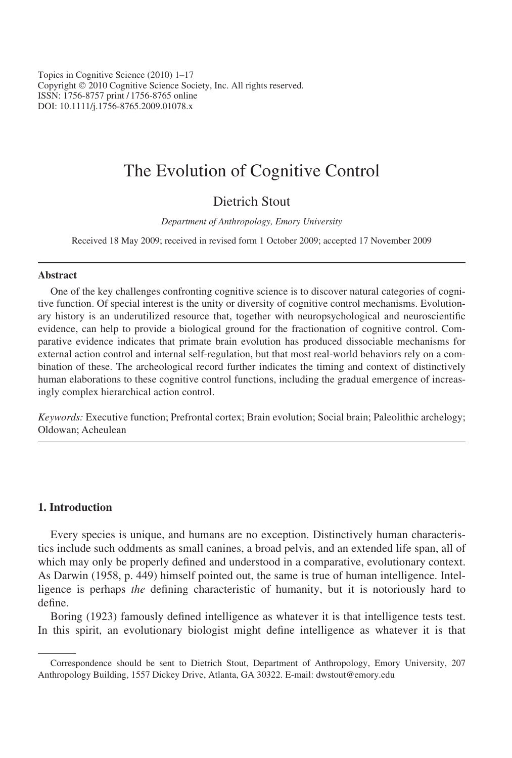Topics in Cognitive Science (2010) 1–17
Copyright © 2010 Cognitive Science Society, Inc. All rights reserved.
ISSN: 1756-8757 print / 1756-8765 online
DOI: 10.1111/j.1756-8765.2009.01078.x

# The Evolution of Cognitive Control

Dietrich Stout

*Department of Anthropology, Emory University*

Received 18 May 2009; received in revised form 1 October 2009; accepted 17 November 2009

## Abstract

One of the key challenges confronting cognitive science is to discover natural categories of cognitive function. Of special interest is the unity or diversity of cognitive control mechanisms. Evolutionary history is an underutilized resource that, together with neuropsychological and neuroscientific evidence, can help to provide a biological ground for the fractionation of cognitive control. Comparative evidence indicates that primate brain evolution has produced dissociable mechanisms for external action control and internal self-regulation, but that most real-world behaviors rely on a combination of these. The archeological record further indicates the timing and context of distinctively human elaborations to these cognitive control functions, including the gradual emergence of increasingly complex hierarchical action control.

*Keywords:* Executive function; Prefrontal cortex; Brain evolution; Social brain; Paleolithic archelogy; Oldowan; Acheulean

## 1. Introduction

Every species is unique, and humans are no exception. Distinctively human characteristics include such oddments as small canines, a broad pelvis, and an extended life span, all of which may only be properly defined and understood in a comparative, evolutionary context. As Darwin (1958, p. 449) himself pointed out, the same is true of human intelligence. Intelligence is perhaps *the* defining characteristic of humanity, but it is notoriously hard to define.

Boring (1923) famously defined intelligence as whatever it is that intelligence tests test. In this spirit, an evolutionary biologist might define intelligence as whatever it is that

Correspondence should be sent to Dietrich Stout, Department of Anthropology, Emory University, 207 Anthropology Building, 1557 Dickey Drive, Atlanta, GA 30322. E-mail: dwstout@emory.edu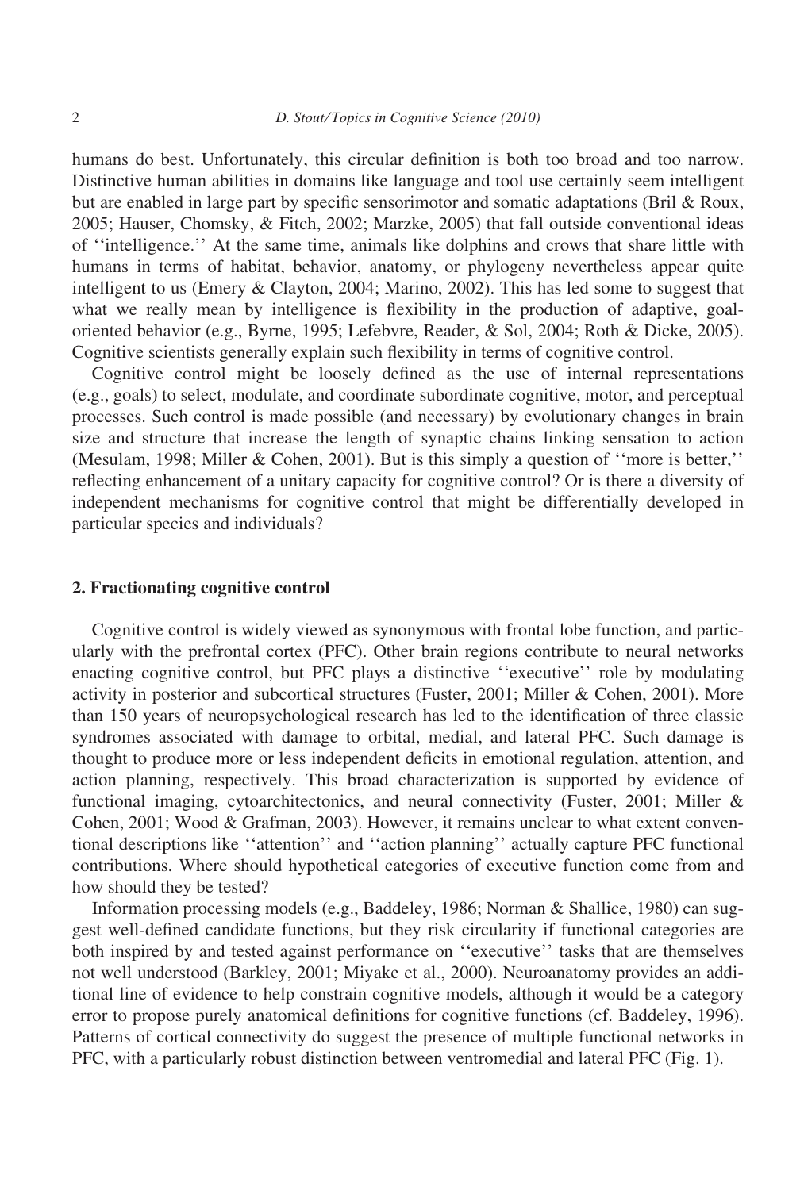humans do best. Unfortunately, this circular definition is both too broad and too narrow. Distinctive human abilities in domains like language and tool use certainly seem intelligent but are enabled in large part by specific sensorimotor and somatic adaptations (Bril & Roux, 2005; Hauser, Chomsky, & Fitch, 2002; Marzke, 2005) that fall outside conventional ideas of ''intelligence.'' At the same time, animals like dolphins and crows that share little with humans in terms of habitat, behavior, anatomy, or phylogeny nevertheless appear quite intelligent to us (Emery & Clayton, 2004; Marino, 2002). This has led some to suggest that what we really mean by intelligence is flexibility in the production of adaptive, goal-oriented behavior (e.g., Byrne, 1995; Lefebvre, Reader, & Sol, 2004; Roth & Dicke, 2005). Cognitive scientists generally explain such flexibility in terms of cognitive control.

Cognitive control might be loosely defined as the use of internal representations (e.g., goals) to select, modulate, and coordinate subordinate cognitive, motor, and perceptual processes. Such control is made possible (and necessary) by evolutionary changes in brain size and structure that increase the length of synaptic chains linking sensation to action (Mesulam, 1998; Miller & Cohen, 2001). But is this simply a question of ''more is better,'' reflecting enhancement of a unitary capacity for cognitive control? Or is there a diversity of independent mechanisms for cognitive control that might be differentially developed in particular species and individuals?

## 2. Fractionating cognitive control

Cognitive control is widely viewed as synonymous with frontal lobe function, and particularly with the prefrontal cortex (PFC). Other brain regions contribute to neural networks enacting cognitive control, but PFC plays a distinctive ''executive'' role by modulating activity in posterior and subcortical structures (Fuster, 2001; Miller & Cohen, 2001). More than 150 years of neuropsychological research has led to the identification of three classic syndromes associated with damage to orbital, medial, and lateral PFC. Such damage is thought to produce more or less independent deficits in emotional regulation, attention, and action planning, respectively. This broad characterization is supported by evidence of functional imaging, cytoarchitectonics, and neural connectivity (Fuster, 2001; Miller & Cohen, 2001; Wood & Grafman, 2003). However, it remains unclear to what extent conventional descriptions like ''attention'' and ''action planning'' actually capture PFC functional contributions. Where should hypothetical categories of executive function come from and how should they be tested?

Information processing models (e.g., Baddeley, 1986; Norman & Shallice, 1980) can suggest well-defined candidate functions, but they risk circularity if functional categories are both inspired by and tested against performance on ''executive'' tasks that are themselves not well understood (Barkley, 2001; Miyake et al., 2000). Neuroanatomy provides an additional line of evidence to help constrain cognitive models, although it would be a category error to propose purely anatomical definitions for cognitive functions (cf. Baddeley, 1996). Patterns of cortical connectivity do suggest the presence of multiple functional networks in PFC, with a particularly robust distinction between ventromedial and lateral PFC (Fig. 1).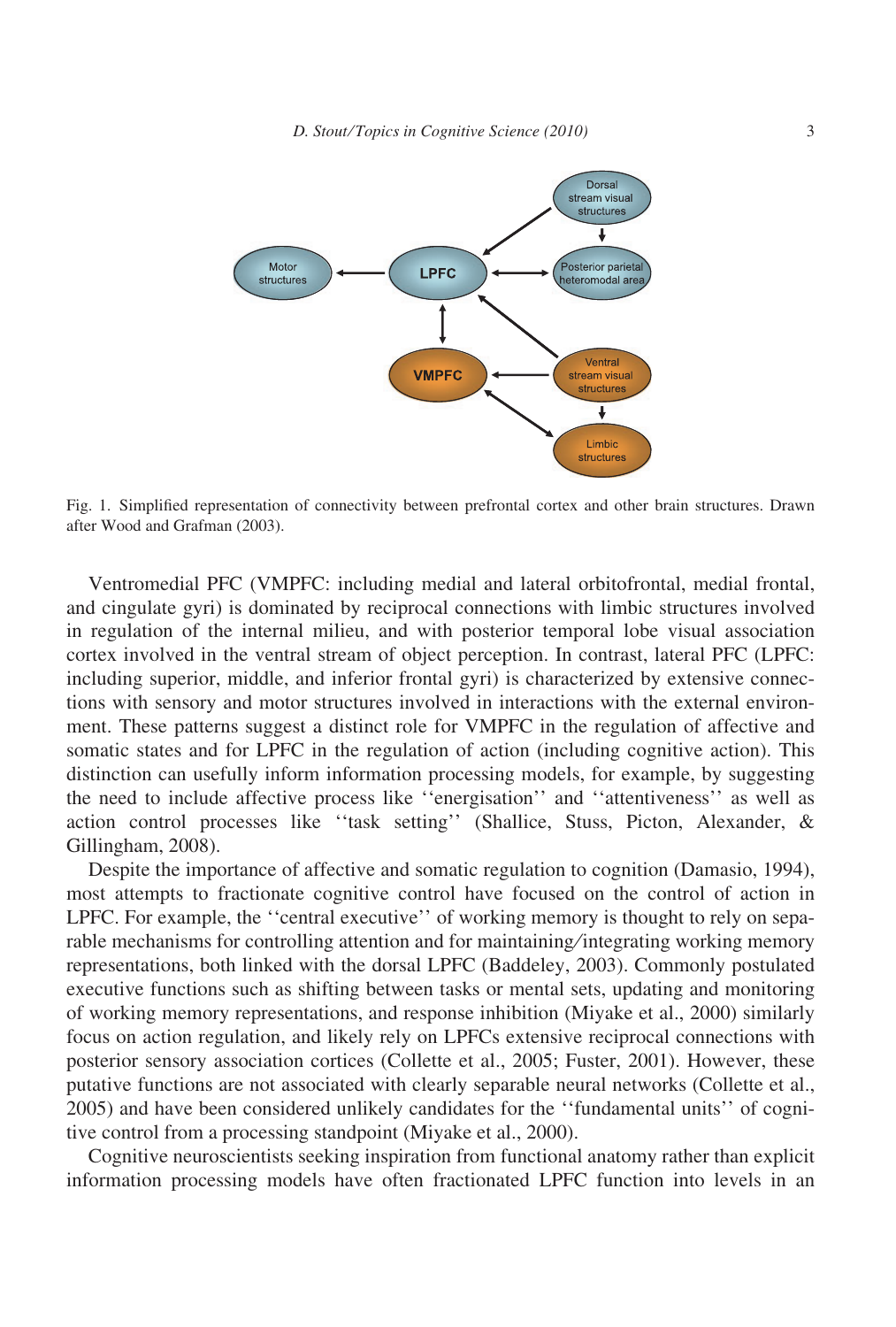Fig. 1. Simplified representation of connectivity between prefrontal cortex and other brain structures. Drawn after Wood and Grafman (2003).

Ventromedial PFC (VMPFC: including medial and lateral orbitofrontal, medial frontal, and cingulate gyri) is dominated by reciprocal connections with limbic structures involved in regulation of the internal milieu, and with posterior temporal lobe visual association cortex involved in the ventral stream of object perception. In contrast, lateral PFC (LPFC: including superior, middle, and inferior frontal gyri) is characterized by extensive connections with sensory and motor structures involved in interactions with the external environment. These patterns suggest a distinct role for VMPFC in the regulation of affective and somatic states and for LPFC in the regulation of action (including cognitive action). This distinction can usefully inform information processing models, for example, by suggesting the need to include affective process like ''energisation'' and ''attentiveness'' as well as action control processes like ''task setting'' (Shallice, Stuss, Picton, Alexander, & Gillingham, 2008).

Despite the importance of affective and somatic regulation to cognition (Damasio, 1994), most attempts to fractionate cognitive control have focused on the control of action in LPFC. For example, the ''central executive'' of working memory is thought to rely on separable mechanisms for controlling attention and for maintaining/integrating working memory representations, both linked with the dorsal LPFC (Baddeley, 2003). Commonly postulated executive functions such as shifting between tasks or mental sets, updating and monitoring of working memory representations, and response inhibition (Miyake et al., 2000) similarly focus on action regulation, and likely rely on LPFCs extensive reciprocal connections with posterior sensory association cortices (Collette et al., 2005; Fuster, 2001). However, these putative functions are not associated with clearly separable neural networks (Collette et al., 2005) and have been considered unlikely candidates for the ''fundamental units'' of cognitive control from a processing standpoint (Miyake et al., 2000).

Cognitive neuroscientists seeking inspiration from functional anatomy rather than explicit information processing models have often fractionated LPFC function into levels in an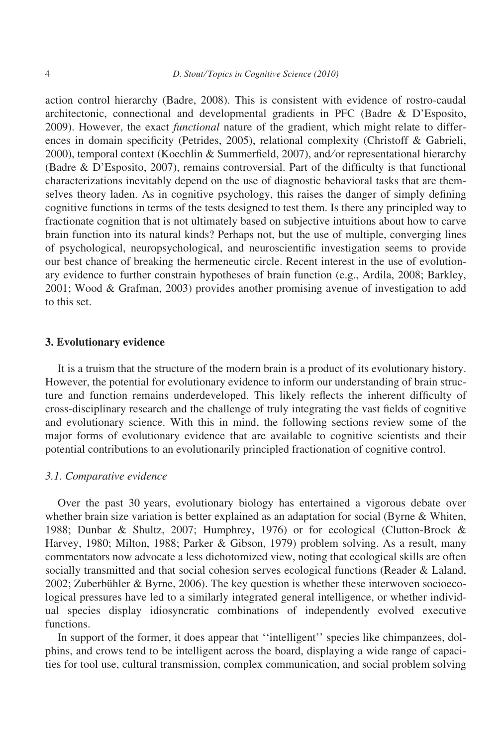action control hierarchy (Badre, 2008). This is consistent with evidence of rostro-caudal architectonic, connectional and developmental gradients in PFC (Badre & D'Esposito, 2009). However, the exact *functional* nature of the gradient, which might relate to differences in domain specificity (Petrides, 2005), relational complexity (Christoff & Gabrieli, 2000), temporal context (Koechlin & Summerfield, 2007), and/or representational hierarchy (Badre & D'Esposito, 2007), remains controversial. Part of the difficulty is that functional characterizations inevitably depend on the use of diagnostic behavioral tasks that are themselves theory laden. As in cognitive psychology, this raises the danger of simply defining cognitive functions in terms of the tests designed to test them. Is there any principled way to fractionate cognition that is not ultimately based on subjective intuitions about how to carve brain function into its natural kinds? Perhaps not, but the use of multiple, converging lines of psychological, neuropsychological, and neuroscientific investigation seems to provide our best chance of breaking the hermeneutic circle. Recent interest in the use of evolutionary evidence to further constrain hypotheses of brain function (e.g., Ardila, 2008; Barkley, 2001; Wood & Grafman, 2003) provides another promising avenue of investigation to add to this set.

## 3. Evolutionary evidence

It is a truism that the structure of the modern brain is a product of its evolutionary history. However, the potential for evolutionary evidence to inform our understanding of brain structure and function remains underdeveloped. This likely reflects the inherent difficulty of cross-disciplinary research and the challenge of truly integrating the vast fields of cognitive and evolutionary science. With this in mind, the following sections review some of the major forms of evolutionary evidence that are available to cognitive scientists and their potential contributions to an evolutionarily principled fractionation of cognitive control.

### *3.1. Comparative evidence*

Over the past 30 years, evolutionary biology has entertained a vigorous debate over whether brain size variation is better explained as an adaptation for social (Byrne & Whiten, 1988; Dunbar & Shultz, 2007; Humphrey, 1976) or for ecological (Clutton-Brock & Harvey, 1980; Milton, 1988; Parker & Gibson, 1979) problem solving. As a result, many commentators now advocate a less dichotomized view, noting that ecological skills are often socially transmitted and that social cohesion serves ecological functions (Reader & Laland, 2002; Zuberbühler & Byrne, 2006). The key question is whether these interwoven socioecological pressures have led to a similarly integrated general intelligence, or whether individual species display idiosyncratic combinations of independently evolved executive functions.

In support of the former, it does appear that ''intelligent'' species like chimpanzees, dolphins, and crows tend to be intelligent across the board, displaying a wide range of capacities for tool use, cultural transmission, complex communication, and social problem solving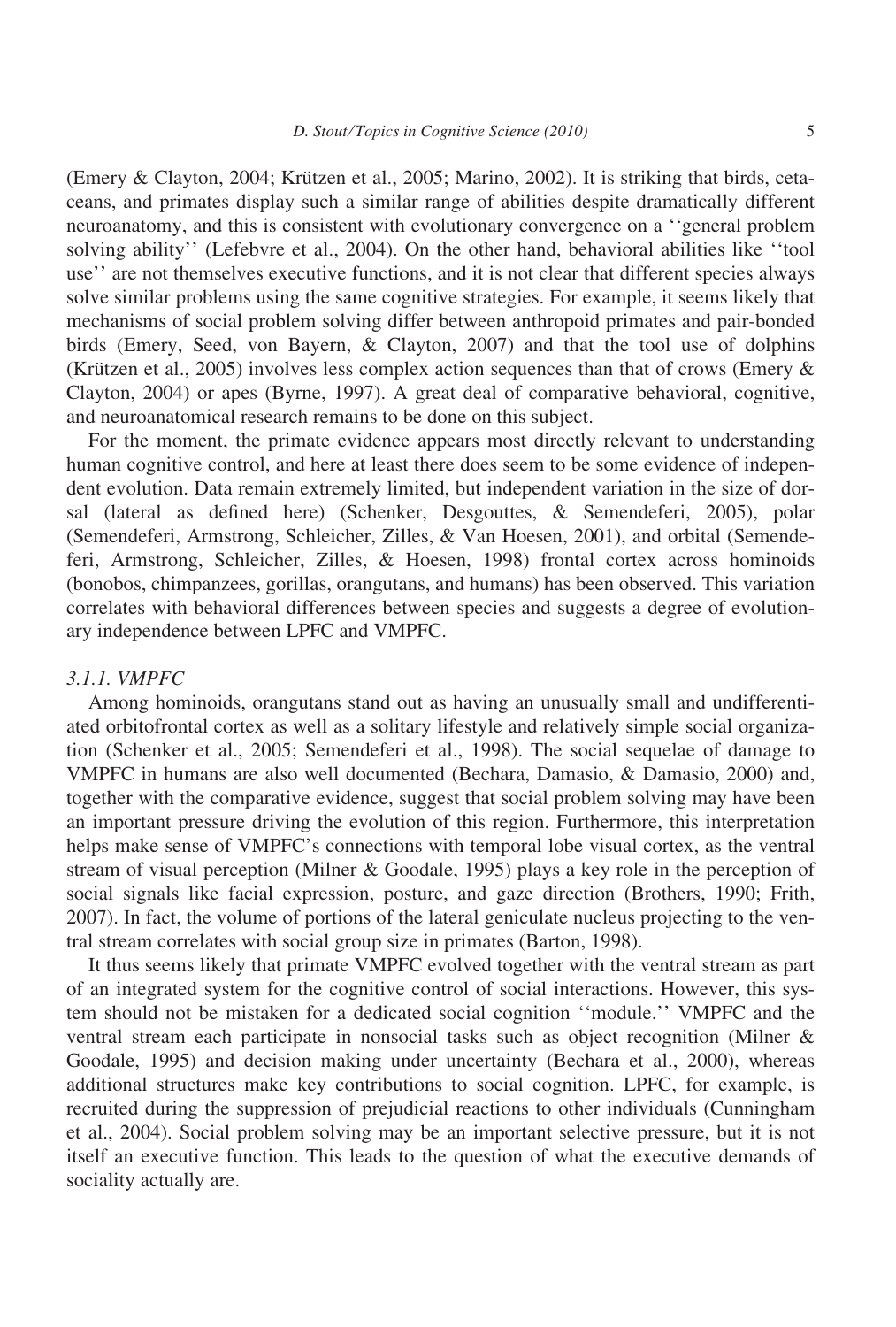(Emery & Clayton, 2004; Krützen et al., 2005; Marino, 2002). It is striking that birds, cetaceans, and primates display such a similar range of abilities despite dramatically different neuroanatomy, and this is consistent with evolutionary convergence on a ''general problem solving ability'' (Lefebvre et al., 2004). On the other hand, behavioral abilities like ''tool use'' are not themselves executive functions, and it is not clear that different species always solve similar problems using the same cognitive strategies. For example, it seems likely that mechanisms of social problem solving differ between anthropoid primates and pair-bonded birds (Emery, Seed, von Bayern, & Clayton, 2007) and that the tool use of dolphins (Krützen et al., 2005) involves less complex action sequences than that of crows (Emery & Clayton, 2004) or apes (Byrne, 1997). A great deal of comparative behavioral, cognitive, and neuroanatomical research remains to be done on this subject.

For the moment, the primate evidence appears most directly relevant to understanding human cognitive control, and here at least there does seem to be some evidence of independent evolution. Data remain extremely limited, but independent variation in the size of dorsal (lateral as defined here) (Schenker, Desgouttes, & Semendeferi, 2005), polar (Semendeferi, Armstrong, Schleicher, Zilles, & Van Hoesen, 2001), and orbital (Semendeferi, Armstrong, Schleicher, Zilles, & Hoesen, 1998) frontal cortex across hominoids (bonobos, chimpanzees, gorillas, orangutans, and humans) has been observed. This variation correlates with behavioral differences between species and suggests a degree of evolutionary independence between LPFC and VMPFC.

### 3.1.1. VMPFC

Among hominoids, orangutans stand out as having an unusually small and undifferentiated orbitofrontal cortex as well as a solitary lifestyle and relatively simple social organization (Schenker et al., 2005; Semendeferi et al., 1998). The social sequelae of damage to VMPFC in humans are also well documented (Bechara, Damasio, & Damasio, 2000) and, together with the comparative evidence, suggest that social problem solving may have been an important pressure driving the evolution of this region. Furthermore, this interpretation helps make sense of VMPFC's connections with temporal lobe visual cortex, as the ventral stream of visual perception (Milner & Goodale, 1995) plays a key role in the perception of social signals like facial expression, posture, and gaze direction (Brothers, 1990; Frith, 2007). In fact, the volume of portions of the lateral geniculate nucleus projecting to the ventral stream correlates with social group size in primates (Barton, 1998).

It thus seems likely that primate VMPFC evolved together with the ventral stream as part of an integrated system for the cognitive control of social interactions. However, this system should not be mistaken for a dedicated social cognition ''module.'' VMPFC and the ventral stream each participate in nonsocial tasks such as object recognition (Milner & Goodale, 1995) and decision making under uncertainty (Bechara et al., 2000), whereas additional structures make key contributions to social cognition. LPFC, for example, is recruited during the suppression of prejudicial reactions to other individuals (Cunningham et al., 2004). Social problem solving may be an important selective pressure, but it is not itself an executive function. This leads to the question of what the executive demands of sociality actually are.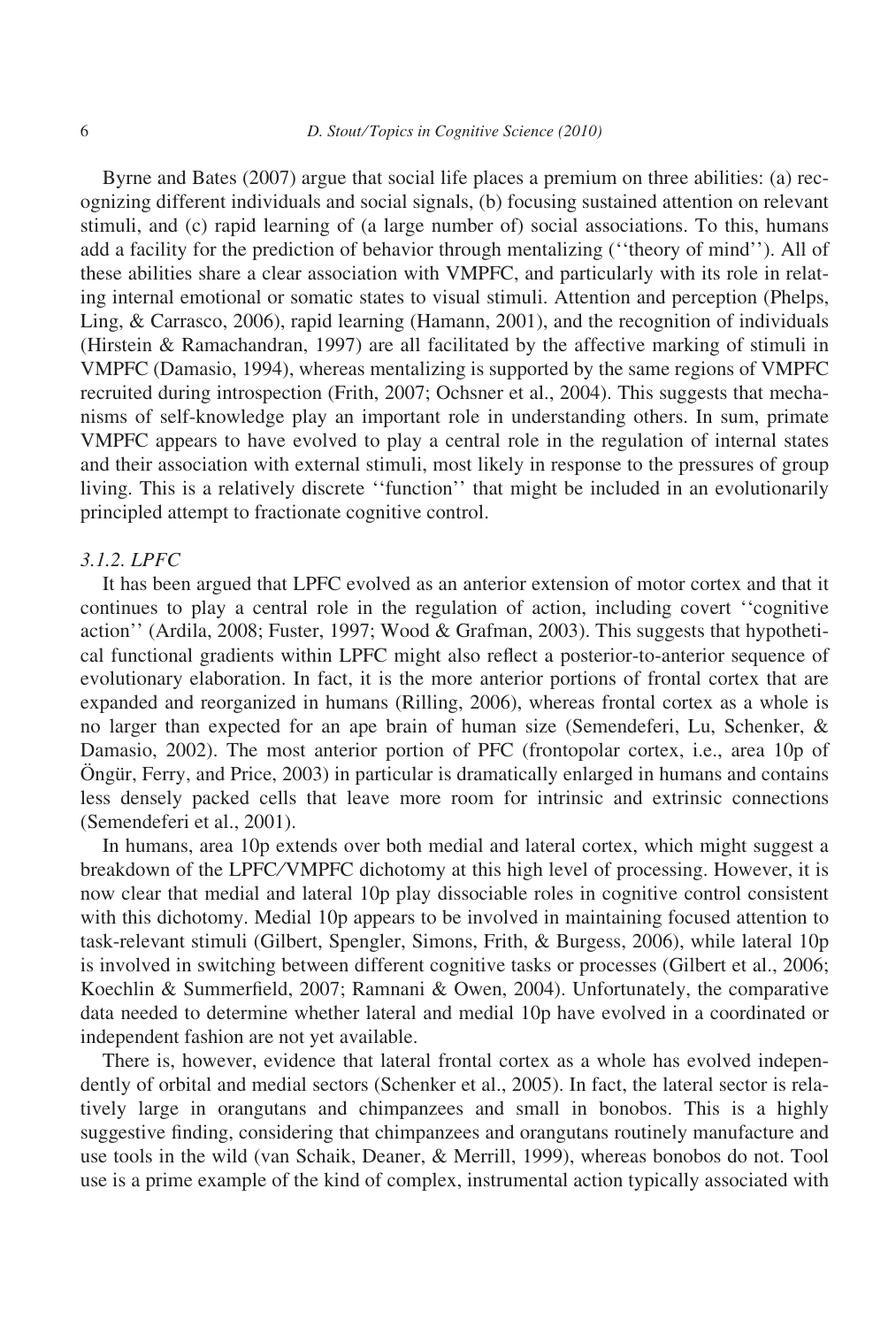Byrne and Bates (2007) argue that social life places a premium on three abilities: (a) recognizing different individuals and social signals, (b) focusing sustained attention on relevant stimuli, and (c) rapid learning of (a large number of) social associations. To this, humans add a facility for the prediction of behavior through mentalizing (''theory of mind''). All of these abilities share a clear association with VMPFC, and particularly with its role in relating internal emotional or somatic states to visual stimuli. Attention and perception (Phelps, Ling, & Carrasco, 2006), rapid learning (Hamann, 2001), and the recognition of individuals (Hirstein & Ramachandran, 1997) are all facilitated by the affective marking of stimuli in VMPFC (Damasio, 1994), whereas mentalizing is supported by the same regions of VMPFC recruited during introspection (Frith, 2007; Ochsner et al., 2004). This suggests that mechanisms of self-knowledge play an important role in understanding others. In sum, primate VMPFC appears to have evolved to play a central role in the regulation of internal states and their association with external stimuli, most likely in response to the pressures of group living. This is a relatively discrete ''function'' that might be included in an evolutionarily principled attempt to fractionate cognitive control.

#### *3.1.2. LPFC*

It has been argued that LPFC evolved as an anterior extension of motor cortex and that it continues to play a central role in the regulation of action, including covert ''cognitive action'' (Ardila, 2008; Fuster, 1997; Wood & Grafman, 2003). This suggests that hypothetical functional gradients within LPFC might also reflect a posterior-to-anterior sequence of evolutionary elaboration. In fact, it is the more anterior portions of frontal cortex that are expanded and reorganized in humans (Rilling, 2006), whereas frontal cortex as a whole is no larger than expected for an ape brain of human size (Semendeferi, Lu, Schenker, & Damasio, 2002). The most anterior portion of PFC (frontopolar cortex, i.e., area 10p of Öngür, Ferry, and Price, 2003) in particular is dramatically enlarged in humans and contains less densely packed cells that leave more room for intrinsic and extrinsic connections (Semendeferi et al., 2001).

In humans, area 10p extends over both medial and lateral cortex, which might suggest a breakdown of the LPFC/VMPFC dichotomy at this high level of processing. However, it is now clear that medial and lateral 10p play dissociable roles in cognitive control consistent with this dichotomy. Medial 10p appears to be involved in maintaining focused attention to task-relevant stimuli (Gilbert, Spengler, Simons, Frith, & Burgess, 2006), while lateral 10p is involved in switching between different cognitive tasks or processes (Gilbert et al., 2006; Koechlin & Summerfield, 2007; Ramnani & Owen, 2004). Unfortunately, the comparative data needed to determine whether lateral and medial 10p have evolved in a coordinated or independent fashion are not yet available.

There is, however, evidence that lateral frontal cortex as a whole has evolved independently of orbital and medial sectors (Schenker et al., 2005). In fact, the lateral sector is relatively large in orangutans and chimpanzees and small in bonobos. This is a highly suggestive finding, considering that chimpanzees and orangutans routinely manufacture and use tools in the wild (van Schaik, Deaner, & Merrill, 1999), whereas bonobos do not. Tool use is a prime example of the kind of complex, instrumental action typically associated with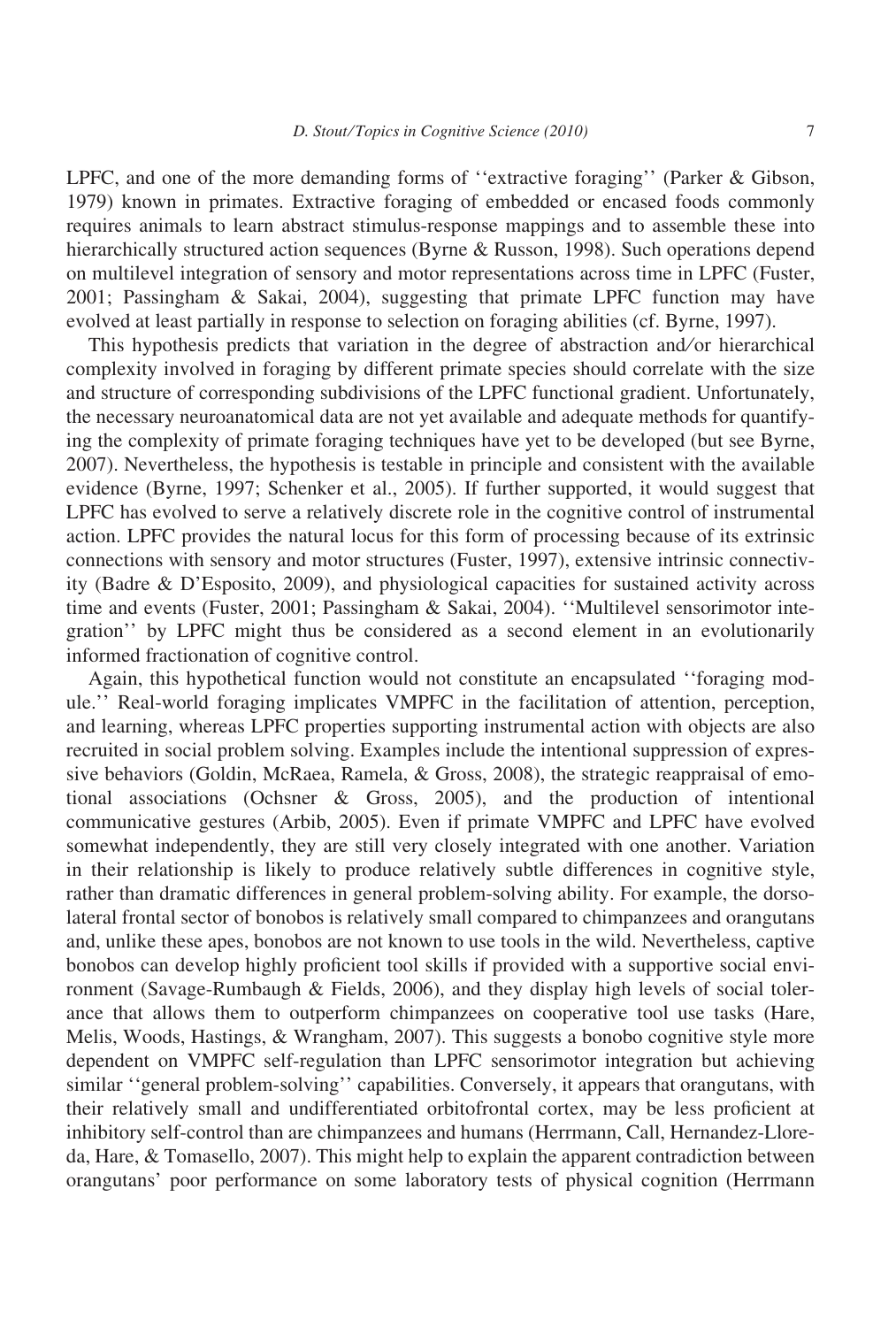LPFC, and one of the more demanding forms of ''extractive foraging'' (Parker & Gibson, 1979) known in primates. Extractive foraging of embedded or encased foods commonly requires animals to learn abstract stimulus-response mappings and to assemble these into hierarchically structured action sequences (Byrne & Russon, 1998). Such operations depend on multilevel integration of sensory and motor representations across time in LPFC (Fuster, 2001; Passingham & Sakai, 2004), suggesting that primate LPFC function may have evolved at least partially in response to selection on foraging abilities (cf. Byrne, 1997).

This hypothesis predicts that variation in the degree of abstraction and/or hierarchical complexity involved in foraging by different primate species should correlate with the size and structure of corresponding subdivisions of the LPFC functional gradient. Unfortunately, the necessary neuroanatomical data are not yet available and adequate methods for quantifying the complexity of primate foraging techniques have yet to be developed (but see Byrne, 2007). Nevertheless, the hypothesis is testable in principle and consistent with the available evidence (Byrne, 1997; Schenker et al., 2005). If further supported, it would suggest that LPFC has evolved to serve a relatively discrete role in the cognitive control of instrumental action. LPFC provides the natural locus for this form of processing because of its extrinsic connections with sensory and motor structures (Fuster, 1997), extensive intrinsic connectivity (Badre & D'Esposito, 2009), and physiological capacities for sustained activity across time and events (Fuster, 2001; Passingham & Sakai, 2004). ''Multilevel sensorimotor integration'' by LPFC might thus be considered as a second element in an evolutionarily informed fractionation of cognitive control.

Again, this hypothetical function would not constitute an encapsulated ''foraging module.'' Real-world foraging implicates VMPFC in the facilitation of attention, perception, and learning, whereas LPFC properties supporting instrumental action with objects are also recruited in social problem solving. Examples include the intentional suppression of expressive behaviors (Goldin, McRaea, Ramela, & Gross, 2008), the strategic reappraisal of emotional associations (Ochsner & Gross, 2005), and the production of intentional communicative gestures (Arbib, 2005). Even if primate VMPFC and LPFC have evolved somewhat independently, they are still very closely integrated with one another. Variation in their relationship is likely to produce relatively subtle differences in cognitive style, rather than dramatic differences in general problem-solving ability. For example, the dorsolateral frontal sector of bonobos is relatively small compared to chimpanzees and orangutans and, unlike these apes, bonobos are not known to use tools in the wild. Nevertheless, captive bonobos can develop highly proficient tool skills if provided with a supportive social environment (Savage-Rumbaugh & Fields, 2006), and they display high levels of social tolerance that allows them to outperform chimpanzees on cooperative tool use tasks (Hare, Melis, Woods, Hastings, & Wrangham, 2007). This suggests a bonobo cognitive style more dependent on VMPFC self-regulation than LPFC sensorimotor integration but achieving similar ''general problem-solving'' capabilities. Conversely, it appears that orangutans, with their relatively small and undifferentiated orbitofrontal cortex, may be less proficient at inhibitory self-control than are chimpanzees and humans (Herrmann, Call, Hernandez-Lloreda, Hare, & Tomasello, 2007). This might help to explain the apparent contradiction between orangutans' poor performance on some laboratory tests of physical cognition (Herrmann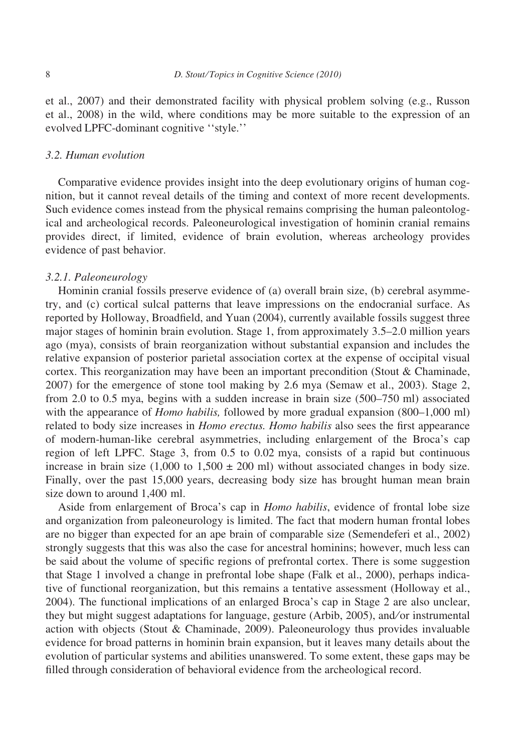et al., 2007) and their demonstrated facility with physical problem solving (e.g., Russon et al., 2008) in the wild, where conditions may be more suitable to the expression of an evolved LPFC-dominant cognitive ''style.''

### 3.2. Human evolution

Comparative evidence provides insight into the deep evolutionary origins of human cognition, but it cannot reveal details of the timing and context of more recent developments. Such evidence comes instead from the physical remains comprising the human paleontological and archeological records. Paleoneurological investigation of hominin cranial remains provides direct, if limited, evidence of brain evolution, whereas archeology provides evidence of past behavior.

#### 3.2.1. Paleoneurology

Hominin cranial fossils preserve evidence of (a) overall brain size, (b) cerebral asymmetry, and (c) cortical sulcal patterns that leave impressions on the endocranial surface. As reported by Holloway, Broadfield, and Yuan (2004), currently available fossils suggest three major stages of hominin brain evolution. Stage 1, from approximately 3.5–2.0 million years ago (mya), consists of brain reorganization without substantial expansion and includes the relative expansion of posterior parietal association cortex at the expense of occipital visual cortex. This reorganization may have been an important precondition (Stout & Chaminade, 2007) for the emergence of stone tool making by 2.6 mya (Semaw et al., 2003). Stage 2, from 2.0 to 0.5 mya, begins with a sudden increase in brain size (500–750 ml) associated with the appearance of *Homo habilis,* followed by more gradual expansion (800–1,000 ml) related to body size increases in *Homo erectus. Homo habilis* also sees the first appearance of modern-human-like cerebral asymmetries, including enlargement of the Broca's cap region of left LPFC. Stage 3, from 0.5 to 0.02 mya, consists of a rapid but continuous increase in brain size (1,000 to 1,500 ± 200 ml) without associated changes in body size. Finally, over the past 15,000 years, decreasing body size has brought human mean brain size down to around 1,400 ml.

Aside from enlargement of Broca's cap in *Homo habilis*, evidence of frontal lobe size and organization from paleoneurology is limited. The fact that modern human frontal lobes are no bigger than expected for an ape brain of comparable size (Semendeferi et al., 2002) strongly suggests that this was also the case for ancestral hominins; however, much less can be said about the volume of specific regions of prefrontal cortex. There is some suggestion that Stage 1 involved a change in prefrontal lobe shape (Falk et al., 2000), perhaps indicative of functional reorganization, but this remains a tentative assessment (Holloway et al., 2004). The functional implications of an enlarged Broca's cap in Stage 2 are also unclear, they but might suggest adaptations for language, gesture (Arbib, 2005), and/or instrumental action with objects (Stout & Chaminade, 2009). Paleoneurology thus provides invaluable evidence for broad patterns in hominin brain expansion, but it leaves many details about the evolution of particular systems and abilities unanswered. To some extent, these gaps may be filled through consideration of behavioral evidence from the archeological record.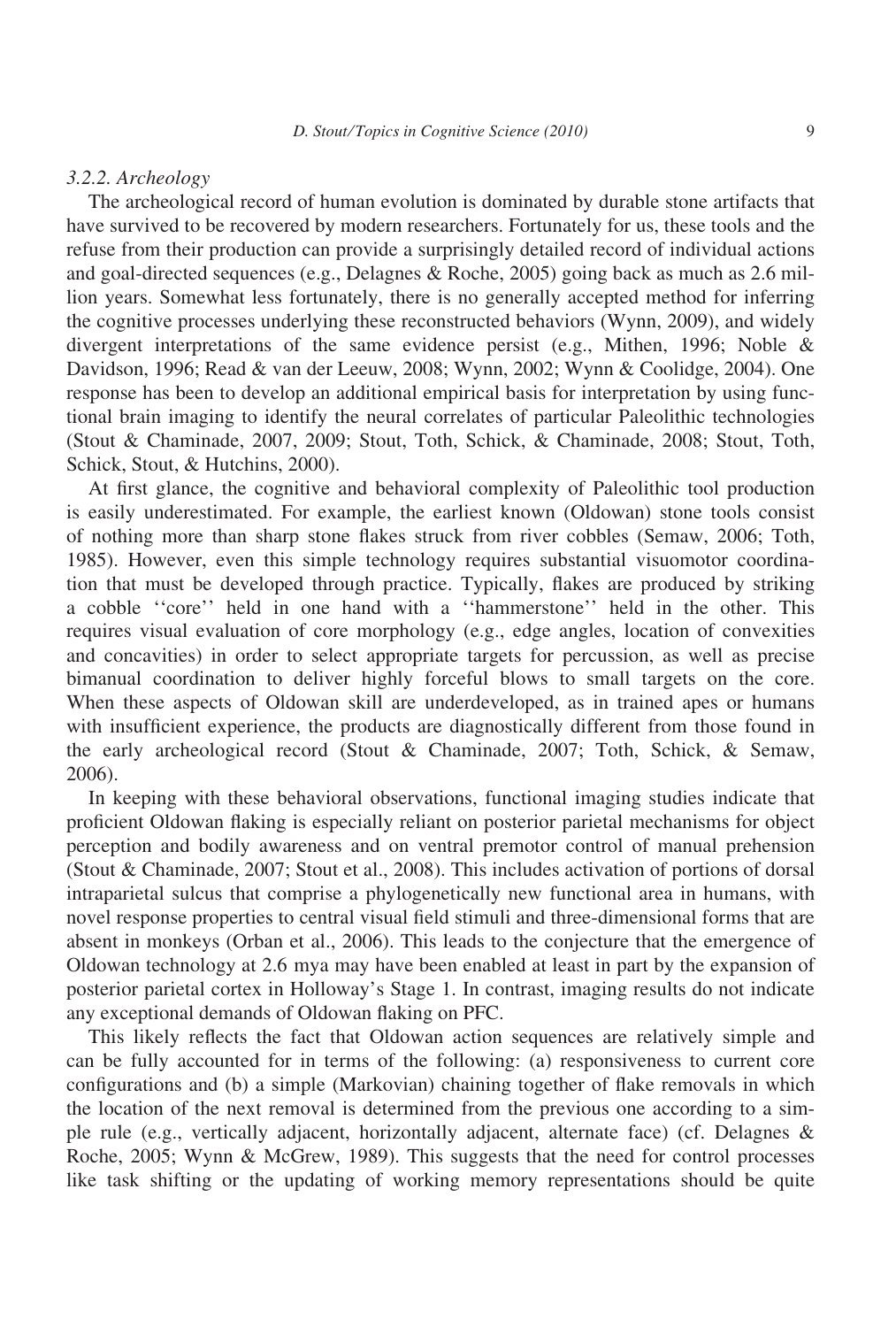### 3.2.2. Archeology

The archeological record of human evolution is dominated by durable stone artifacts that have survived to be recovered by modern researchers. Fortunately for us, these tools and the refuse from their production can provide a surprisingly detailed record of individual actions and goal-directed sequences (e.g., Delagnes & Roche, 2005) going back as much as 2.6 million years. Somewhat less fortunately, there is no generally accepted method for inferring the cognitive processes underlying these reconstructed behaviors (Wynn, 2009), and widely divergent interpretations of the same evidence persist (e.g., Mithen, 1996; Noble & Davidson, 1996; Read & van der Leeuw, 2008; Wynn, 2002; Wynn & Coolidge, 2004). One response has been to develop an additional empirical basis for interpretation by using functional brain imaging to identify the neural correlates of particular Paleolithic technologies (Stout & Chaminade, 2007, 2009; Stout, Toth, Schick, & Chaminade, 2008; Stout, Toth, Schick, Stout, & Hutchins, 2000).

At first glance, the cognitive and behavioral complexity of Paleolithic tool production is easily underestimated. For example, the earliest known (Oldowan) stone tools consist of nothing more than sharp stone flakes struck from river cobbles (Semaw, 2006; Toth, 1985). However, even this simple technology requires substantial visuomotor coordination that must be developed through practice. Typically, flakes are produced by striking a cobble ''core'' held in one hand with a ''hammerstone'' held in the other. This requires visual evaluation of core morphology (e.g., edge angles, location of convexities and concavities) in order to select appropriate targets for percussion, as well as precise bimanual coordination to deliver highly forceful blows to small targets on the core. When these aspects of Oldowan skill are underdeveloped, as in trained apes or humans with insufficient experience, the products are diagnostically different from those found in the early archeological record (Stout & Chaminade, 2007; Toth, Schick, & Semaw, 2006).

In keeping with these behavioral observations, functional imaging studies indicate that proficient Oldowan flaking is especially reliant on posterior parietal mechanisms for object perception and bodily awareness and on ventral premotor control of manual prehension (Stout & Chaminade, 2007; Stout et al., 2008). This includes activation of portions of dorsal intraparietal sulcus that comprise a phylogenetically new functional area in humans, with novel response properties to central visual field stimuli and three-dimensional forms that are absent in monkeys (Orban et al., 2006). This leads to the conjecture that the emergence of Oldowan technology at 2.6 mya may have been enabled at least in part by the expansion of posterior parietal cortex in Holloway's Stage 1. In contrast, imaging results do not indicate any exceptional demands of Oldowan flaking on PFC.

This likely reflects the fact that Oldowan action sequences are relatively simple and can be fully accounted for in terms of the following: (a) responsiveness to current core configurations and (b) a simple (Markovian) chaining together of flake removals in which the location of the next removal is determined from the previous one according to a simple rule (e.g., vertically adjacent, horizontally adjacent, alternate face) (cf. Delagnes & Roche, 2005; Wynn & McGrew, 1989). This suggests that the need for control processes like task shifting or the updating of working memory representations should be quite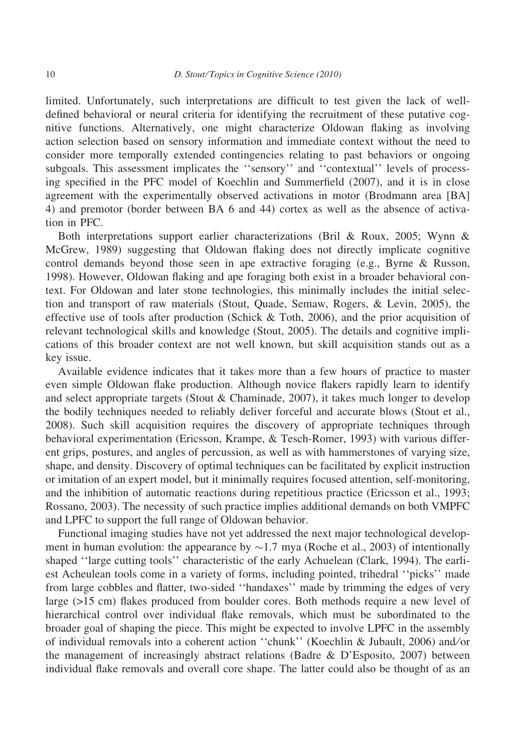limited. Unfortunately, such interpretations are difficult to test given the lack of well-defined behavioral or neural criteria for identifying the recruitment of these putative cognitive functions. Alternatively, one might characterize Oldowan flaking as involving action selection based on sensory information and immediate context without the need to consider more temporally extended contingencies relating to past behaviors or ongoing subgoals. This assessment implicates the ''sensory'' and ''contextual'' levels of processing specified in the PFC model of Koechlin and Summerfield (2007), and it is in close agreement with the experimentally observed activations in motor (Brodmann area [BA] 4) and premotor (border between BA 6 and 44) cortex as well as the absence of activation in PFC.

Both interpretations support earlier characterizations (Bril & Roux, 2005; Wynn & McGrew, 1989) suggesting that Oldowan flaking does not directly implicate cognitive control demands beyond those seen in ape extractive foraging (e.g., Byrne & Russon, 1998). However, Oldowan flaking and ape foraging both exist in a broader behavioral context. For Oldowan and later stone technologies, this minimally includes the initial selection and transport of raw materials (Stout, Quade, Semaw, Rogers, & Levin, 2005), the effective use of tools after production (Schick & Toth, 2006), and the prior acquisition of relevant technological skills and knowledge (Stout, 2005). The details and cognitive implications of this broader context are not well known, but skill acquisition stands out as a key issue.

Available evidence indicates that it takes more than a few hours of practice to master even simple Oldowan flake production. Although novice flakers rapidly learn to identify and select appropriate targets (Stout & Chaminade, 2007), it takes much longer to develop the bodily techniques needed to reliably deliver forceful and accurate blows (Stout et al., 2008). Such skill acquisition requires the discovery of appropriate techniques through behavioral experimentation (Ericsson, Krampe, & Tesch-Romer, 1993) with various different grips, postures, and angles of percussion, as well as with hammerstones of varying size, shape, and density. Discovery of optimal techniques can be facilitated by explicit instruction or imitation of an expert model, but it minimally requires focused attention, self-monitoring, and the inhibition of automatic reactions during repetitious practice (Ericsson et al., 1993; Rossano, 2003). The necessity of such practice implies additional demands on both VMPFC and LPFC to support the full range of Oldowan behavior.

Functional imaging studies have not yet addressed the next major technological development in human evolution: the appearance by ~1.7 mya (Roche et al., 2003) of intentionally shaped ''large cutting tools'' characteristic of the early Achuelean (Clark, 1994). The earliest Acheulean tools come in a variety of forms, including pointed, trihedral ''picks'' made from large cobbles and flatter, two-sided ''handaxes'' made by trimming the edges of very large (>15 cm) flakes produced from boulder cores. Both methods require a new level of hierarchical control over individual flake removals, which must be subordinated to the broader goal of shaping the piece. This might be expected to involve LPFC in the assembly of individual removals into a coherent action ''chunk'' (Koechlin & Jubault, 2006) and/or the management of increasingly abstract relations (Badre & D'Esposito, 2007) between individual flake removals and overall core shape. The latter could also be thought of as an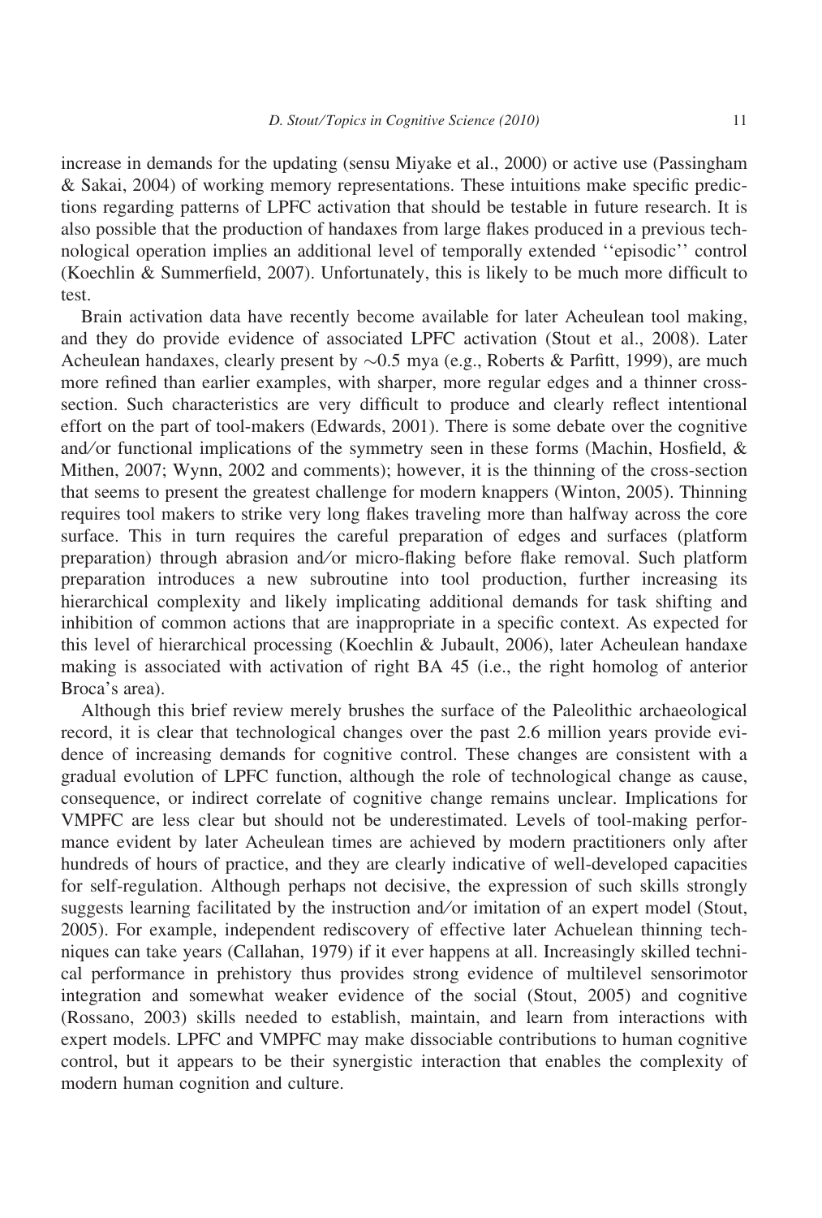increase in demands for the updating (sensu Miyake et al., 2000) or active use (Passingham & Sakai, 2004) of working memory representations. These intuitions make specific predictions regarding patterns of LPFC activation that should be testable in future research. It is also possible that the production of handaxes from large flakes produced in a previous technological operation implies an additional level of temporally extended ''episodic'' control (Koechlin & Summerfield, 2007). Unfortunately, this is likely to be much more difficult to test.

Brain activation data have recently become available for later Acheulean tool making, and they do provide evidence of associated LPFC activation (Stout et al., 2008). Later Acheulean handaxes, clearly present by ~0.5 mya (e.g., Roberts & Parfitt, 1999), are much more refined than earlier examples, with sharper, more regular edges and a thinner cross-section. Such characteristics are very difficult to produce and clearly reflect intentional effort on the part of tool-makers (Edwards, 2001). There is some debate over the cognitive and/or functional implications of the symmetry seen in these forms (Machin, Hosfield, & Mithen, 2007; Wynn, 2002 and comments); however, it is the thinning of the cross-section that seems to present the greatest challenge for modern knappers (Winton, 2005). Thinning requires tool makers to strike very long flakes traveling more than halfway across the core surface. This in turn requires the careful preparation of edges and surfaces (platform preparation) through abrasion and/or micro-flaking before flake removal. Such platform preparation introduces a new subroutine into tool production, further increasing its hierarchical complexity and likely implicating additional demands for task shifting and inhibition of common actions that are inappropriate in a specific context. As expected for this level of hierarchical processing (Koechlin & Jubault, 2006), later Acheulean handaxe making is associated with activation of right BA 45 (i.e., the right homolog of anterior Broca's area).

Although this brief review merely brushes the surface of the Paleolithic archaeological record, it is clear that technological changes over the past 2.6 million years provide evidence of increasing demands for cognitive control. These changes are consistent with a gradual evolution of LPFC function, although the role of technological change as cause, consequence, or indirect correlate of cognitive change remains unclear. Implications for VMPFC are less clear but should not be underestimated. Levels of tool-making performance evident by later Acheulean times are achieved by modern practitioners only after hundreds of hours of practice, and they are clearly indicative of well-developed capacities for self-regulation. Although perhaps not decisive, the expression of such skills strongly suggests learning facilitated by the instruction and/or imitation of an expert model (Stout, 2005). For example, independent rediscovery of effective later Achuelean thinning techniques can take years (Callahan, 1979) if it ever happens at all. Increasingly skilled technical performance in prehistory thus provides strong evidence of multilevel sensorimotor integration and somewhat weaker evidence of the social (Stout, 2005) and cognitive (Rossano, 2003) skills needed to establish, maintain, and learn from interactions with expert models. LPFC and VMPFC may make dissociable contributions to human cognitive control, but it appears to be their synergistic interaction that enables the complexity of modern human cognition and culture.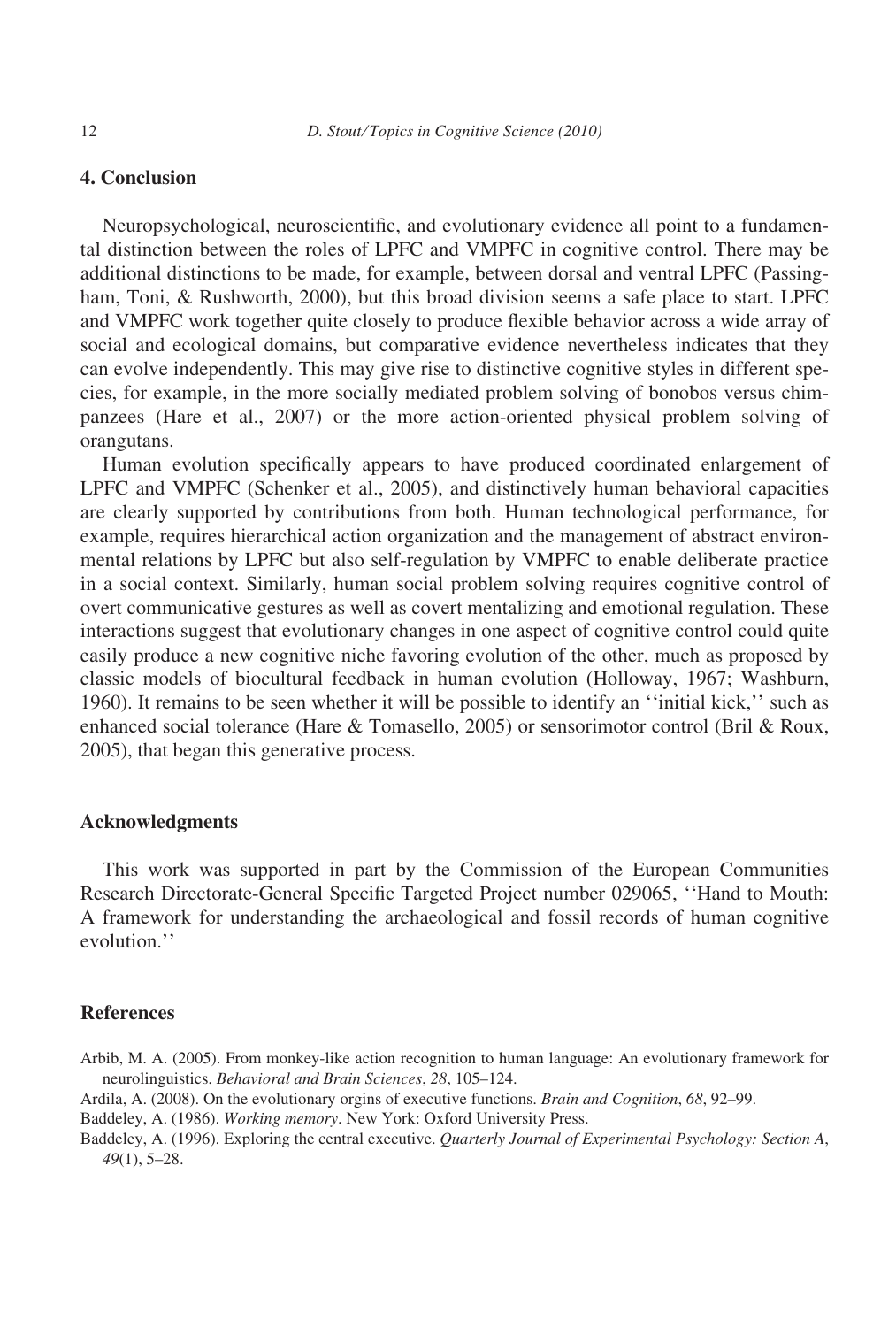## 4. Conclusion

Neuropsychological, neuroscientific, and evolutionary evidence all point to a fundamental distinction between the roles of LPFC and VMPFC in cognitive control. There may be additional distinctions to be made, for example, between dorsal and ventral LPFC (Passingham, Toni, & Rushworth, 2000), but this broad division seems a safe place to start. LPFC and VMPFC work together quite closely to produce flexible behavior across a wide array of social and ecological domains, but comparative evidence nevertheless indicates that they can evolve independently. This may give rise to distinctive cognitive styles in different species, for example, in the more socially mediated problem solving of bonobos versus chimpanzees (Hare et al., 2007) or the more action-oriented physical problem solving of orangutans.

Human evolution specifically appears to have produced coordinated enlargement of LPFC and VMPFC (Schenker et al., 2005), and distinctively human behavioral capacities are clearly supported by contributions from both. Human technological performance, for example, requires hierarchical action organization and the management of abstract environmental relations by LPFC but also self-regulation by VMPFC to enable deliberate practice in a social context. Similarly, human social problem solving requires cognitive control of overt communicative gestures as well as covert mentalizing and emotional regulation. These interactions suggest that evolutionary changes in one aspect of cognitive control could quite easily produce a new cognitive niche favoring evolution of the other, much as proposed by classic models of biocultural feedback in human evolution (Holloway, 1967; Washburn, 1960). It remains to be seen whether it will be possible to identify an ''initial kick,'' such as enhanced social tolerance (Hare & Tomasello, 2005) or sensorimotor control (Bril & Roux, 2005), that began this generative process.

## Acknowledgments

This work was supported in part by the Commission of the European Communities Research Directorate-General Specific Targeted Project number 029065, ''Hand to Mouth: A framework for understanding the archaeological and fossil records of human cognitive evolution.''

## References

Arbib, M. A. (2005). From monkey-like action recognition to human language: An evolutionary framework for neurolinguistics. *Behavioral and Brain Sciences*, *28*, 105–124.

Ardila, A. (2008). On the evolutionary orgins of executive functions. *Brain and Cognition*, *68*, 92–99.

Baddeley, A. (1986). *Working memory*. New York: Oxford University Press.

Baddeley, A. (1996). Exploring the central executive. *Quarterly Journal of Experimental Psychology: Section A*, *49*(1), 5–28.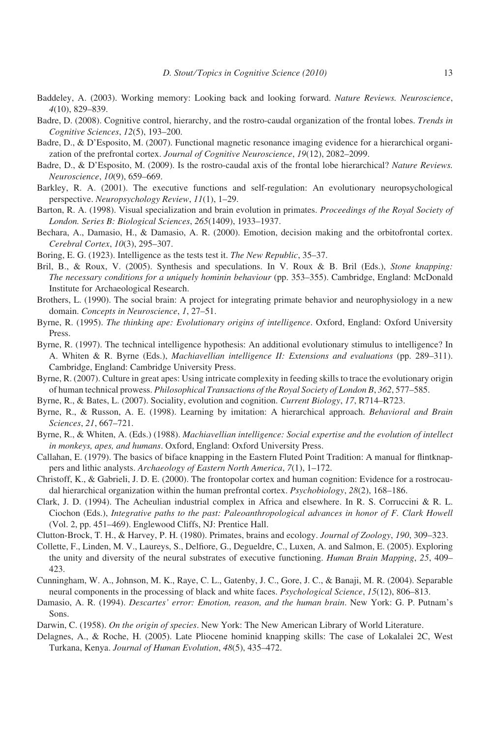Baddeley, A. (2003). Working memory: Looking back and looking forward. *Nature Reviews. Neuroscience*, *4*(10), 829–839.

Badre, D. (2008). Cognitive control, hierarchy, and the rostro-caudal organization of the frontal lobes. *Trends in Cognitive Sciences*, *12*(5), 193–200.

Badre, D., & D'Esposito, M. (2007). Functional magnetic resonance imaging evidence for a hierarchical organization of the prefrontal cortex. *Journal of Cognitive Neuroscience*, *19*(12), 2082–2099.

Badre, D., & D'Esposito, M. (2009). Is the rostro-caudal axis of the frontal lobe hierarchical? *Nature Reviews. Neuroscience*, *10*(9), 659–669.

Barkley, R. A. (2001). The executive functions and self-regulation: An evolutionary neuropsychological perspective. *Neuropsychology Review*, *11*(1), 1–29.

Barton, R. A. (1998). Visual specialization and brain evolution in primates. *Proceedings of the Royal Society of London. Series B: Biological Sciences*, *265*(1409), 1933–1937.

Bechara, A., Damasio, H., & Damasio, A. R. (2000). Emotion, decision making and the orbitofrontal cortex. *Cerebral Cortex*, *10*(3), 295–307.

Boring, E. G. (1923). Intelligence as the tests test it. *The New Republic*, 35–37.

Bril, B., & Roux, V. (2005). Synthesis and speculations. In V. Roux & B. Bril (Eds.), *Stone knapping: The necessary conditions for a uniquely hominin behaviour* (pp. 353–355). Cambridge, England: McDonald Institute for Archaeological Research.

Brothers, L. (1990). The social brain: A project for integrating primate behavior and neurophysiology in a new domain. *Concepts in Neuroscience*, *1*, 27–51.

Byrne, R. (1995). *The thinking ape: Evolutionary origins of intelligence*. Oxford, England: Oxford University Press.

Byrne, R. (1997). The technical intelligence hypothesis: An additional evolutionary stimulus to intelligence? In A. Whiten & R. Byrne (Eds.), *Machiavellian intelligence II: Extensions and evaluations* (pp. 289–311). Cambridge, England: Cambridge University Press.

Byrne, R. (2007). Culture in great apes: Using intricate complexity in feeding skills to trace the evolutionary origin of human technical prowess. *Philosophical Transactions of the Royal Society of London B*, *362*, 577–585.

Byrne, R., & Bates, L. (2007). Sociality, evolution and cognition. *Current Biology*, *17*, R714–R723.

Byrne, R., & Russon, A. E. (1998). Learning by imitation: A hierarchical approach. *Behavioral and Brain Sciences*, *21*, 667–721.

Byrne, R., & Whiten, A. (Eds.) (1988). *Machiavellian intelligence: Social expertise and the evolution of intellect in monkeys, apes, and humans*. Oxford, England: Oxford University Press.

Callahan, E. (1979). The basics of biface knapping in the Eastern Fluted Point Tradition: A manual for flintknappers and lithic analysts. *Archaeology of Eastern North America*, *7*(1), 1–172.

Christoff, K., & Gabrieli, J. D. E. (2000). The frontopolar cortex and human cognition: Evidence for a rostrocaudal hierarchical organization within the human prefrontal cortex. *Psychobiology*, *28*(2), 168–186.

Clark, J. D. (1994). The Acheulian industrial complex in Africa and elsewhere. In R. S. Corruccini & R. L. Ciochon (Eds.), *Integrative paths to the past: Paleoanthropological advances in honor of F. Clark Howell* (Vol. 2, pp. 451–469). Englewood Cliffs, NJ: Prentice Hall.

Clutton-Brock, T. H., & Harvey, P. H. (1980). Primates, brains and ecology. *Journal of Zoology*, *190*, 309–323.

Collette, F., Linden, M. V., Laureys, S., Delfiore, G., Degueldre, C., Luxen, A. and Salmon, E. (2005). Exploring the unity and diversity of the neural substrates of executive functioning. *Human Brain Mapping*, *25*, 409–423.

Cunningham, W. A., Johnson, M. K., Raye, C. L., Gatenby, J. C., Gore, J. C., & Banaji, M. R. (2004). Separable neural components in the processing of black and white faces. *Psychological Science*, *15*(12), 806–813.

Damasio, A. R. (1994). *Descartes' error: Emotion, reason, and the human brain*. New York: G. P. Putnam's Sons.

Darwin, C. (1958). *On the origin of species*. New York: The New American Library of World Literature.

Delagnes, A., & Roche, H. (2005). Late Pliocene hominid knapping skills: The case of Lokalalei 2C, West Turkana, Kenya. *Journal of Human Evolution*, *48*(5), 435–472.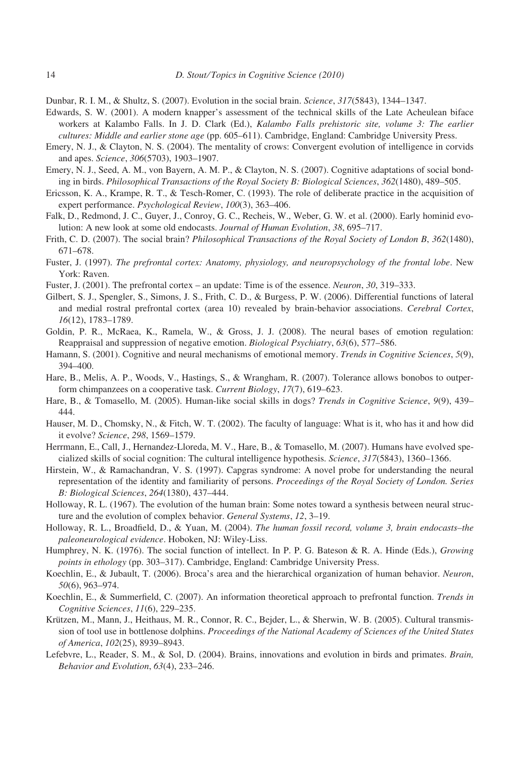Dunbar, R. I. M., & Shultz, S. (2007). Evolution in the social brain. *Science*, *317*(5843), 1344–1347.

Edwards, S. W. (2001). A modern knapper's assessment of the technical skills of the Late Acheulean biface workers at Kalambo Falls. In J. D. Clark (Ed.), *Kalambo Falls prehistoric site, volume 3: The earlier cultures: Middle and earlier stone age* (pp. 605–611). Cambridge, England: Cambridge University Press.

Emery, N. J., & Clayton, N. S. (2004). The mentality of crows: Convergent evolution of intelligence in corvids and apes. *Science*, *306*(5703), 1903–1907.

Emery, N. J., Seed, A. M., von Bayern, A. M. P., & Clayton, N. S. (2007). Cognitive adaptations of social bonding in birds. *Philosophical Transactions of the Royal Society B: Biological Sciences*, *362*(1480), 489–505.

Ericsson, K. A., Krampe, R. T., & Tesch-Romer, C. (1993). The role of deliberate practice in the acquisition of expert performance. *Psychological Review*, *100*(3), 363–406.

Falk, D., Redmond, J. C., Guyer, J., Conroy, G. C., Recheis, W., Weber, G. W. et al. (2000). Early hominid evolution: A new look at some old endocasts. *Journal of Human Evolution*, *38*, 695–717.

Frith, C. D. (2007). The social brain? *Philosophical Transactions of the Royal Society of London B*, *362*(1480), 671–678.

Fuster, J. (1997). *The prefrontal cortex: Anatomy, physiology, and neuropsychology of the frontal lobe*. New York: Raven.

Fuster, J. (2001). The prefrontal cortex – an update: Time is of the essence. *Neuron*, *30*, 319–333.

Gilbert, S. J., Spengler, S., Simons, J. S., Frith, C. D., & Burgess, P. W. (2006). Differential functions of lateral and medial rostral prefrontal cortex (area 10) revealed by brain-behavior associations. *Cerebral Cortex*, *16*(12), 1783–1789.

Goldin, P. R., McRaea, K., Ramela, W., & Gross, J. J. (2008). The neural bases of emotion regulation: Reappraisal and suppression of negative emotion. *Biological Psychiatry*, *63*(6), 577–586.

Hamann, S. (2001). Cognitive and neural mechanisms of emotional memory. *Trends in Cognitive Sciences*, *5*(9), 394–400.

Hare, B., Melis, A. P., Woods, V., Hastings, S., & Wrangham, R. (2007). Tolerance allows bonobos to outperform chimpanzees on a cooperative task. *Current Biology*, *17*(7), 619–623.

Hare, B., & Tomasello, M. (2005). Human-like social skills in dogs? *Trends in Cognitive Science*, *9*(9), 439–444.

Hauser, M. D., Chomsky, N., & Fitch, W. T. (2002). The faculty of language: What is it, who has it and how did it evolve? *Science*, *298*, 1569–1579.

Herrmann, E., Call, J., Hernandez-Lloreda, M. V., Hare, B., & Tomasello, M. (2007). Humans have evolved specialized skills of social cognition: The cultural intelligence hypothesis. *Science*, *317*(5843), 1360–1366.

Hirstein, W., & Ramachandran, V. S. (1997). Capgras syndrome: A novel probe for understanding the neural representation of the identity and familiarity of persons. *Proceedings of the Royal Society of London. Series B: Biological Sciences*, *264*(1380), 437–444.

Holloway, R. L. (1967). The evolution of the human brain: Some notes toward a synthesis between neural structure and the evolution of complex behavior. *General Systems*, *12*, 3–19.

Holloway, R. L., Broadfield, D., & Yuan, M. (2004). *The human fossil record, volume 3, brain endocasts–the paleoneurological evidence*. Hoboken, NJ: Wiley-Liss.

Humphrey, N. K. (1976). The social function of intellect. In P. P. G. Bateson & R. A. Hinde (Eds.), *Growing points in ethology* (pp. 303–317). Cambridge, England: Cambridge University Press.

Koechlin, E., & Jubault, T. (2006). Broca's area and the hierarchical organization of human behavior. *Neuron*, *50*(6), 963–974.

Koechlin, E., & Summerfield, C. (2007). An information theoretical approach to prefrontal function. *Trends in Cognitive Sciences*, *11*(6), 229–235.

Krützen, M., Mann, J., Heithaus, M. R., Connor, R. C., Bejder, L., & Sherwin, W. B. (2005). Cultural transmission of tool use in bottlenose dolphins. *Proceedings of the National Academy of Sciences of the United States of America*, *102*(25), 8939–8943.

Lefebvre, L., Reader, S. M., & Sol, D. (2004). Brains, innovations and evolution in birds and primates. *Brain, Behavior and Evolution*, *63*(4), 233–246.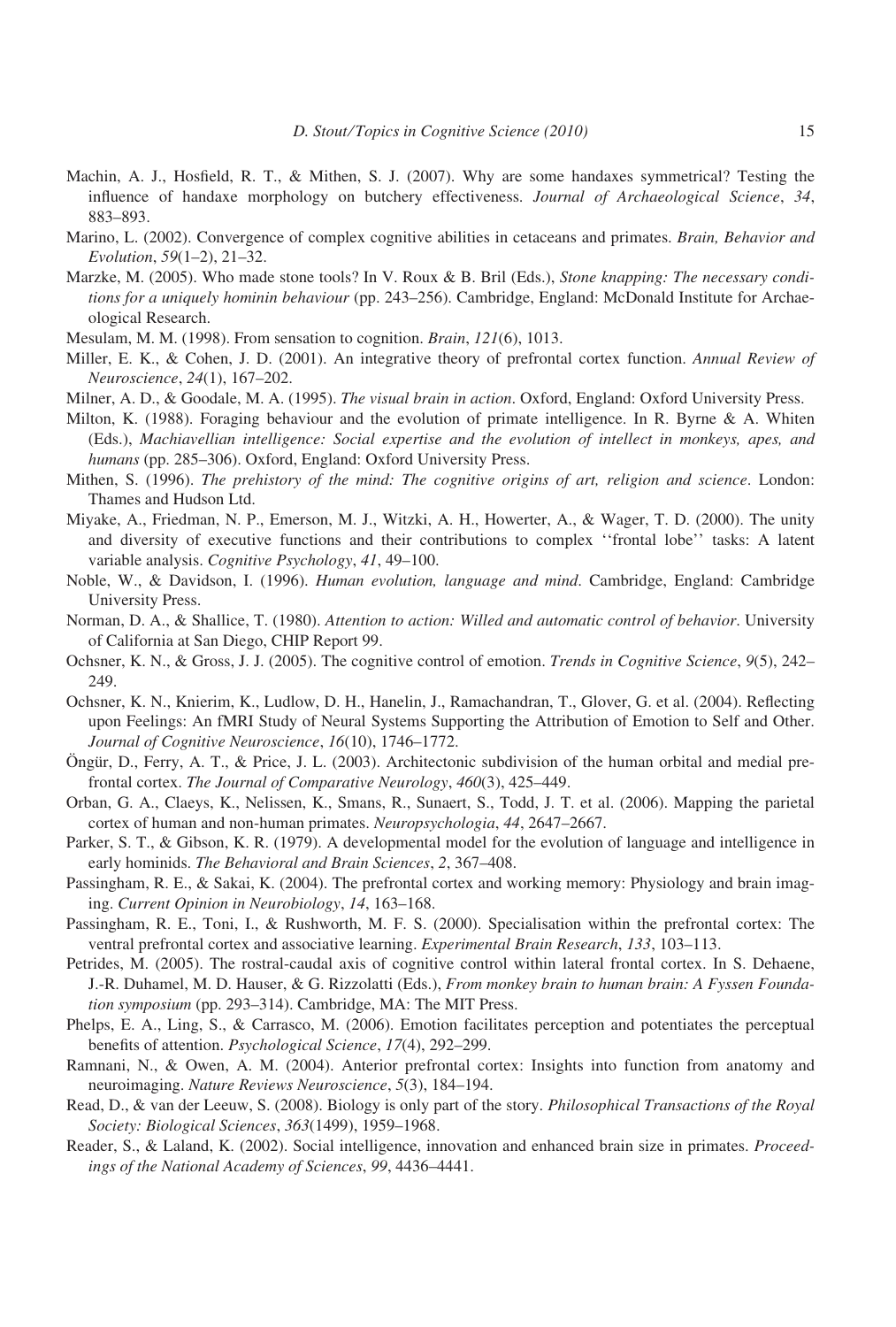Machin, A. J., Hosfield, R. T., & Mithen, S. J. (2007). Why are some handaxes symmetrical? Testing the influence of handaxe morphology on butchery effectiveness. *Journal of Archaeological Science*, *34*, 883–893.

Marino, L. (2002). Convergence of complex cognitive abilities in cetaceans and primates. *Brain, Behavior and Evolution*, *59*(1–2), 21–32.

Marzke, M. (2005). Who made stone tools? In V. Roux & B. Bril (Eds.), *Stone knapping: The necessary conditions for a uniquely hominin behaviour* (pp. 243–256). Cambridge, England: McDonald Institute for Archaeological Research.

Mesulam, M. M. (1998). From sensation to cognition. *Brain*, *121*(6), 1013.

Miller, E. K., & Cohen, J. D. (2001). An integrative theory of prefrontal cortex function. *Annual Review of Neuroscience*, *24*(1), 167–202.

Milner, A. D., & Goodale, M. A. (1995). *The visual brain in action*. Oxford, England: Oxford University Press.

Milton, K. (1988). Foraging behaviour and the evolution of primate intelligence. In R. Byrne & A. Whiten (Eds.), *Machiavellian intelligence: Social expertise and the evolution of intellect in monkeys, apes, and humans* (pp. 285–306). Oxford, England: Oxford University Press.

Mithen, S. (1996). *The prehistory of the mind: The cognitive origins of art, religion and science*. London: Thames and Hudson Ltd.

Miyake, A., Friedman, N. P., Emerson, M. J., Witzki, A. H., Howerter, A., & Wager, T. D. (2000). The unity and diversity of executive functions and their contributions to complex ''frontal lobe'' tasks: A latent variable analysis. *Cognitive Psychology*, *41*, 49–100.

Noble, W., & Davidson, I. (1996). *Human evolution, language and mind*. Cambridge, England: Cambridge University Press.

Norman, D. A., & Shallice, T. (1980). *Attention to action: Willed and automatic control of behavior*. University of California at San Diego, CHIP Report 99.

Ochsner, K. N., & Gross, J. J. (2005). The cognitive control of emotion. *Trends in Cognitive Science*, *9*(5), 242–249.

Ochsner, K. N., Knierim, K., Ludlow, D. H., Hanelin, J., Ramachandran, T., Glover, G. et al. (2004). Reflecting upon Feelings: An fMRI Study of Neural Systems Supporting the Attribution of Emotion to Self and Other. *Journal of Cognitive Neuroscience*, *16*(10), 1746–1772.

Öngür, D., Ferry, A. T., & Price, J. L. (2003). Architectonic subdivision of the human orbital and medial prefrontal cortex. *The Journal of Comparative Neurology*, *460*(3), 425–449.

Orban, G. A., Claeys, K., Nelissen, K., Smans, R., Sunaert, S., Todd, J. T. et al. (2006). Mapping the parietal cortex of human and non-human primates. *Neuropsychologia*, *44*, 2647–2667.

Parker, S. T., & Gibson, K. R. (1979). A developmental model for the evolution of language and intelligence in early hominids. *The Behavioral and Brain Sciences*, *2*, 367–408.

Passingham, R. E., & Sakai, K. (2004). The prefrontal cortex and working memory: Physiology and brain imaging. *Current Opinion in Neurobiology*, *14*, 163–168.

Passingham, R. E., Toni, I., & Rushworth, M. F. S. (2000). Specialisation within the prefrontal cortex: The ventral prefrontal cortex and associative learning. *Experimental Brain Research*, *133*, 103–113.

Petrides, M. (2005). The rostral-caudal axis of cognitive control within lateral frontal cortex. In S. Dehaene, J.-R. Duhamel, M. D. Hauser, & G. Rizzolatti (Eds.), *From monkey brain to human brain: A Fyssen Foundation symposium* (pp. 293–314). Cambridge, MA: The MIT Press.

Phelps, E. A., Ling, S., & Carrasco, M. (2006). Emotion facilitates perception and potentiates the perceptual benefits of attention. *Psychological Science*, *17*(4), 292–299.

Ramnani, N., & Owen, A. M. (2004). Anterior prefrontal cortex: Insights into function from anatomy and neuroimaging. *Nature Reviews Neuroscience*, *5*(3), 184–194.

Read, D., & van der Leeuw, S. (2008). Biology is only part of the story. *Philosophical Transactions of the Royal Society: Biological Sciences*, *363*(1499), 1959–1968.

Reader, S., & Laland, K. (2002). Social intelligence, innovation and enhanced brain size in primates. *Proceedings of the National Academy of Sciences*, *99*, 4436–4441.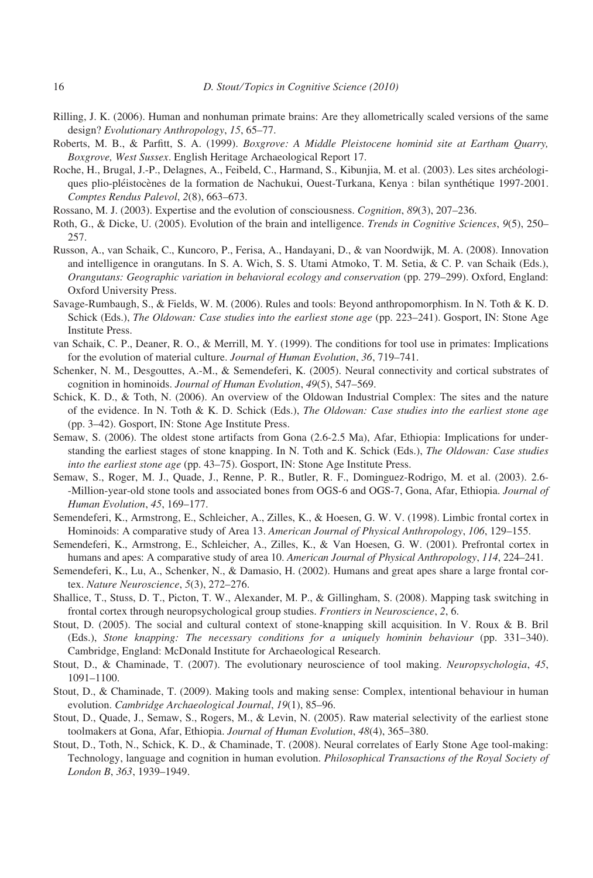Rilling, J. K. (2006). Human and nonhuman primate brains: Are they allometrically scaled versions of the same design? *Evolutionary Anthropology*, *15*, 65–77.

Roberts, M. B., & Parfitt, S. A. (1999). *Boxgrove: A Middle Pleistocene hominid site at Eartham Quarry, Boxgrove, West Sussex*. English Heritage Archaeological Report 17.

Roche, H., Brugal, J.-P., Delagnes, A., Feibeld, C., Harmand, S., Kibunjia, M. et al. (2003). Les sites archéologiques plio-pléistocènes de la formation de Nachukui, Ouest-Turkana, Kenya : bilan synthétique 1997-2001. *Comptes Rendus Palevol*, *2*(8), 663–673.

Rossano, M. J. (2003). Expertise and the evolution of consciousness. *Cognition*, *89*(3), 207–236.

Roth, G., & Dicke, U. (2005). Evolution of the brain and intelligence. *Trends in Cognitive Sciences*, *9*(5), 250–257.

Russon, A., van Schaik, C., Kuncoro, P., Ferisa, A., Handayani, D., & van Noordwijk, M. A. (2008). Innovation and intelligence in orangutans. In S. A. Wich, S. S. Utami Atmoko, T. M. Setia, & C. P. van Schaik (Eds.), *Orangutans: Geographic variation in behavioral ecology and conservation* (pp. 279–299). Oxford, England: Oxford University Press.

Savage-Rumbaugh, S., & Fields, W. M. (2006). Rules and tools: Beyond anthropomorphism. In N. Toth & K. D. Schick (Eds.), *The Oldowan: Case studies into the earliest stone age* (pp. 223–241). Gosport, IN: Stone Age Institute Press.

van Schaik, C. P., Deaner, R. O., & Merrill, M. Y. (1999). The conditions for tool use in primates: Implications for the evolution of material culture. *Journal of Human Evolution*, *36*, 719–741.

Schenker, N. M., Desgouttes, A.-M., & Semendeferi, K. (2005). Neural connectivity and cortical substrates of cognition in hominoids. *Journal of Human Evolution*, *49*(5), 547–569.

Schick, K. D., & Toth, N. (2006). An overview of the Oldowan Industrial Complex: The sites and the nature of the evidence. In N. Toth & K. D. Schick (Eds.), *The Oldowan: Case studies into the earliest stone age* (pp. 3–42). Gosport, IN: Stone Age Institute Press.

Semaw, S. (2006). The oldest stone artifacts from Gona (2.6-2.5 Ma), Afar, Ethiopia: Implications for understanding the earliest stages of stone knapping. In N. Toth and K. Schick (Eds.), *The Oldowan: Case studies into the earliest stone age* (pp. 43–75). Gosport, IN: Stone Age Institute Press.

Semaw, S., Roger, M. J., Quade, J., Renne, P. R., Butler, R. F., Dominguez-Rodrigo, M. et al. (2003). 2.6--Million-year-old stone tools and associated bones from OGS-6 and OGS-7, Gona, Afar, Ethiopia. *Journal of Human Evolution*, *45*, 169–177.

Semendeferi, K., Armstrong, E., Schleicher, A., Zilles, K., & Hoesen, G. W. V. (1998). Limbic frontal cortex in Hominoids: A comparative study of Area 13. *American Journal of Physical Anthropology*, *106*, 129–155.

Semendeferi, K., Armstrong, E., Schleicher, A., Zilles, K., & Van Hoesen, G. W. (2001). Prefrontal cortex in humans and apes: A comparative study of area 10. *American Journal of Physical Anthropology*, *114*, 224–241.

Semendeferi, K., Lu, A., Schenker, N., & Damasio, H. (2002). Humans and great apes share a large frontal cortex. *Nature Neuroscience*, *5*(3), 272–276.

Shallice, T., Stuss, D. T., Picton, T. W., Alexander, M. P., & Gillingham, S. (2008). Mapping task switching in frontal cortex through neuropsychological group studies. *Frontiers in Neuroscience*, *2*, 6.

Stout, D. (2005). The social and cultural context of stone-knapping skill acquisition. In V. Roux & B. Bril (Eds.), *Stone knapping: The necessary conditions for a uniquely hominin behaviour* (pp. 331–340). Cambridge, England: McDonald Institute for Archaeological Research.

Stout, D., & Chaminade, T. (2007). The evolutionary neuroscience of tool making. *Neuropsychologia*, *45*, 1091–1100.

Stout, D., & Chaminade, T. (2009). Making tools and making sense: Complex, intentional behaviour in human evolution. *Cambridge Archaeological Journal*, *19*(1), 85–96.

Stout, D., Quade, J., Semaw, S., Rogers, M., & Levin, N. (2005). Raw material selectivity of the earliest stone toolmakers at Gona, Afar, Ethiopia. *Journal of Human Evolution*, *48*(4), 365–380.

Stout, D., Toth, N., Schick, K. D., & Chaminade, T. (2008). Neural correlates of Early Stone Age tool-making: Technology, language and cognition in human evolution. *Philosophical Transactions of the Royal Society of London B*, *363*, 1939–1949.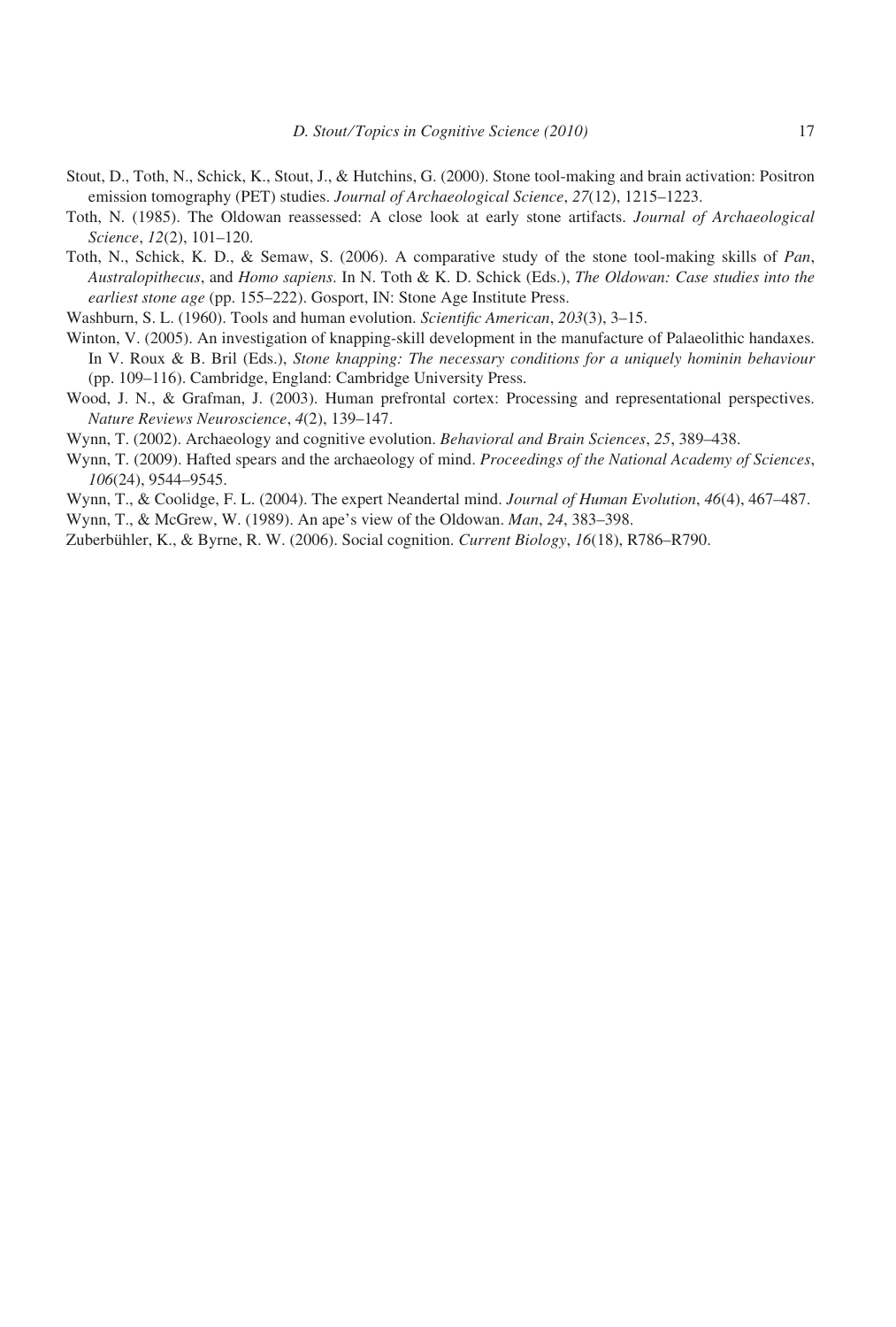Stout, D., Toth, N., Schick, K., Stout, J., & Hutchins, G. (2000). Stone tool-making and brain activation: Positron emission tomography (PET) studies. *Journal of Archaeological Science*, *27*(12), 1215–1223.

Toth, N. (1985). The Oldowan reassessed: A close look at early stone artifacts. *Journal of Archaeological Science*, *12*(2), 101–120.

Toth, N., Schick, K. D., & Semaw, S. (2006). A comparative study of the stone tool-making skills of *Pan*, *Australopithecus*, and *Homo sapiens*. In N. Toth & K. D. Schick (Eds.), *The Oldowan: Case studies into the earliest stone age* (pp. 155–222). Gosport, IN: Stone Age Institute Press.

Washburn, S. L. (1960). Tools and human evolution. *Scientific American*, *203*(3), 3–15.

Winton, V. (2005). An investigation of knapping-skill development in the manufacture of Palaeolithic handaxes. In V. Roux & B. Bril (Eds.), *Stone knapping: The necessary conditions for a uniquely hominin behaviour* (pp. 109–116). Cambridge, England: Cambridge University Press.

Wood, J. N., & Grafman, J. (2003). Human prefrontal cortex: Processing and representational perspectives. *Nature Reviews Neuroscience*, *4*(2), 139–147.

Wynn, T. (2002). Archaeology and cognitive evolution. *Behavioral and Brain Sciences*, *25*, 389–438.

Wynn, T. (2009). Hafted spears and the archaeology of mind. *Proceedings of the National Academy of Sciences*, *106*(24), 9544–9545.

Wynn, T., & Coolidge, F. L. (2004). The expert Neandertal mind. *Journal of Human Evolution*, *46*(4), 467–487.

Wynn, T., & McGrew, W. (1989). An ape's view of the Oldowan. *Man*, *24*, 383–398.

Zuberbühler, K., & Byrne, R. W. (2006). Social cognition. *Current Biology*, *16*(18), R786–R790.